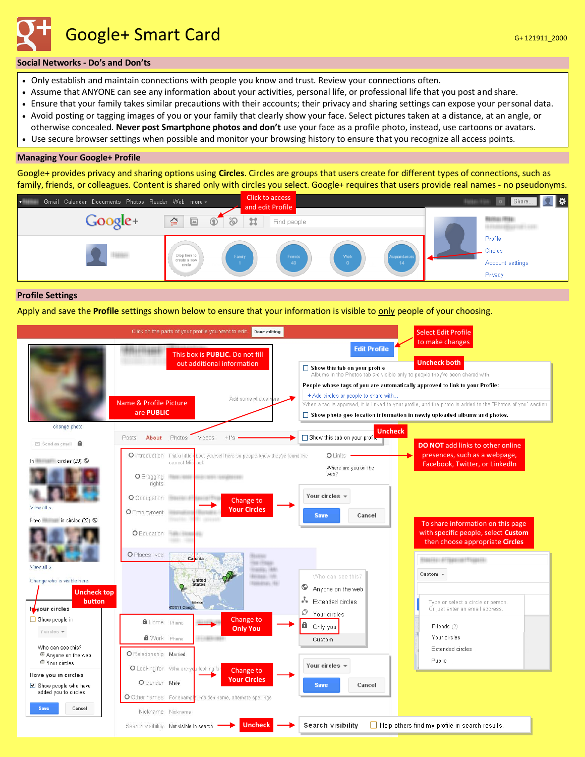# Google+ Smart Card

G+ 121911_2000

## Social Networks - Do's and Don'ts

- Only establish and maintain connections with people you know and trust. Review your connections often.
- Assume that ANYONE can see any information about your activities, personal life, or professional life that you post and share.
- Ensure that your family takes similar precautions with their accounts; their privacy and sharing settings can expose your personal data.
- Avoid posting or tagging images of you or your family that clearly show your face. Select pictures taken at a distance, at an angle, or otherwise concealed. **Never post Smartphone photos and don't** use your face as a profile photo, instead, use cartoons or avatars.
- Use secure browser settings when possible and monitor your browsing history to ensure that you recognize all access points.

## Managing Your Google+ Profile

Google+ provides privacy and sharing options using **Circles**. Circles are groups that users create for different types of connections, such as family, friends, or colleagues. Content is shared only with circles you select. Google+ requires that users provide real names - no pseudonyms.

Click to access and edit Profile

## Profile Settings

Apply and save the **Profile** settings shown below to ensure that your information is visible to only people of your choosing.

Select Edit Profile to make changes

This box is **PUBLIC**. Do not fill out additional information

Name & Profile Picture are **PUBLIC**

Uncheck both

Uncheck

**DO NOT** add links to other online presences, such as a webpage, Facebook, Twitter, or LinkedIn

Change to **Your Circles**

To share information on this page with specific people, select **Custom** then choose appropriate **Circles**

Uncheck top button

Change to **Only You**

Change to **Your Circles**

Uncheck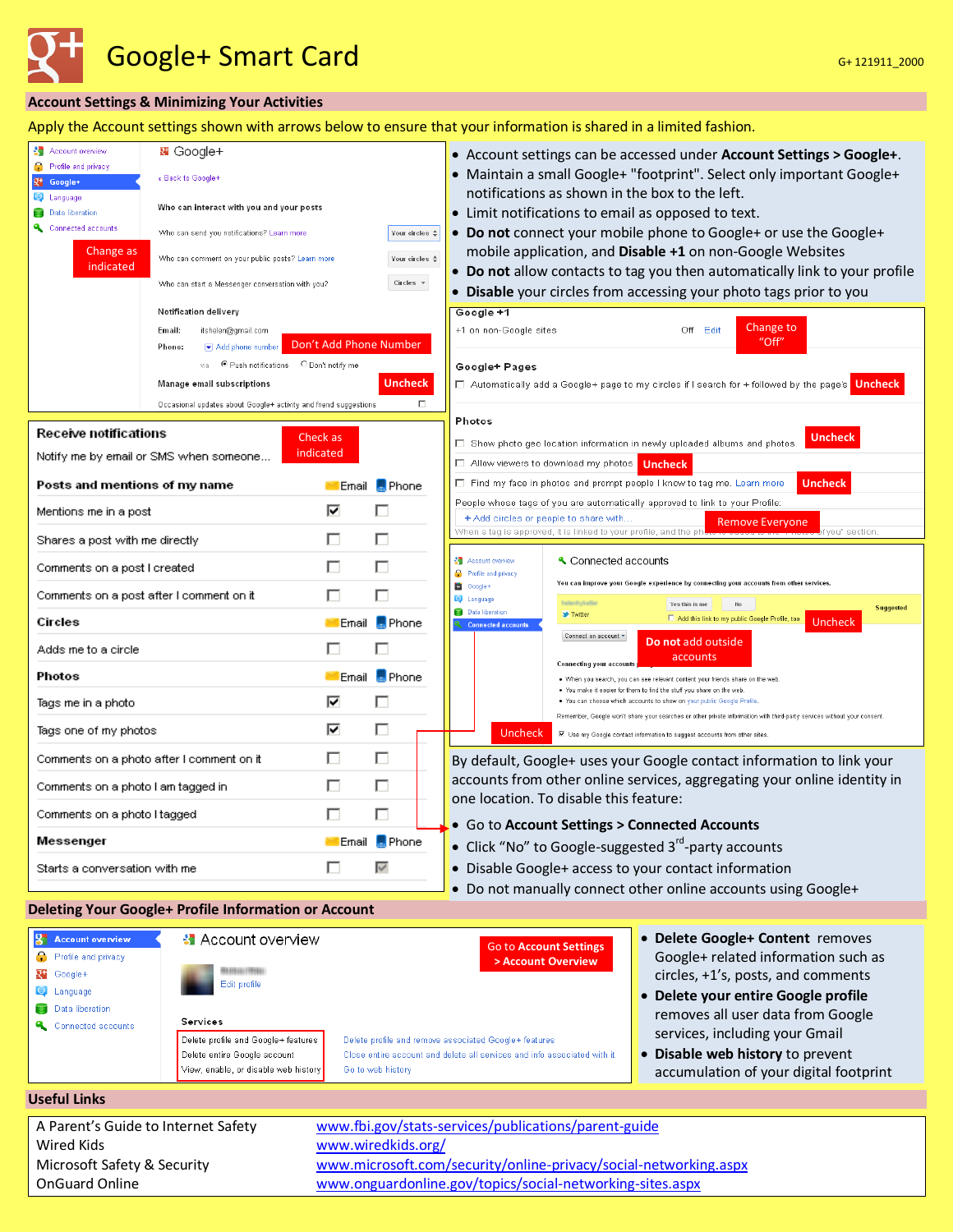# Google+ Smart Card

G+ 121911_2000

## Account Settings & Minimizing Your Activities

Apply the Account settings shown with arrows below to ensure that your information is shared in a limited fashion.

Account overview
Profile and privacy
Google+
Language
Data liberation
Connected accounts

Google+
‹ Back to Google+

Who can interact with you and your posts

Who can send you notifications? Learn more — Your circles
Who can comment on your public posts? Learn more — Your circles
Who can start a Messenger conversation with you? — Circles

Change as indicated

Notification delivery
Email: itshelen@gmail.com
Phone: Add phone number — Don't Add Phone Number
via Push notifications / Don't notify me

Manage email subscriptions — Uncheck
Occasional updates about Google+ activity and friend suggestions

- Account settings can be accessed under **Account Settings > Google+**.
- Maintain a small Google+ "footprint". Select only important Google+ notifications as shown in the box to the left.
- Limit notifications to email as opposed to text.
- **Do not** connect your mobile phone to Google+ or use the Google+ mobile application, and **Disable +1** on non-Google Websites
- **Do not** allow contacts to tag you then automatically link to your profile
- **Disable** your circles from accessing your photo tags prior to you

**Receive notifications** — Check as indicated

Notify me by email or SMS when someone...

| | Email | Phone |
|---|---|---|
| **Posts and mentions of my name** | | |
| Mentions me in a post | ☑ | ☐ |
| Shares a post with me directly | ☐ | ☐ |
| Comments on a post I created | ☐ | ☐ |
| Comments on a post after I comment on it | ☐ | ☐ |
| **Circles** | | |
| Adds me to a circle | ☐ | ☐ |
| **Photos** | | |
| Tags me in a photo | ☑ | ☐ |
| Tags one of my photos | ☑ | ☐ |
| Comments on a photo after I comment on it | ☐ | ☐ |
| Comments on a photo I am tagged in | ☐ | ☐ |
| Comments on a photo I tagged | ☐ | ☐ |
| **Messenger** | | |
| Starts a conversation with me | ☐ | ☑ |

**Google +1**
+1 on non-Google sites — Off Edit — Change to "Off"

**Google+ Pages**
Automatically add a Google+ page to my circles if I search for + followed by the page's — Uncheck

**Photos**
Show photo geo location information in newly uploaded albums and photos — Uncheck
Allow viewers to download my photos — Uncheck
Find my face in photos and prompt people I know to tag me. Learn more — Uncheck
People whose tags of you are automatically approved to link to your Profile:
+ Add circles or people to share with... — Remove Everyone
When a tag is approved, it is linked to your profile, and the photo is added to the "Photos of you" section.

Connected accounts
You can improve your Google experience by connecting your accounts from other services.
Twitter — Yes this is me / No — Suggested
Add this link to my public Google Profile, too — Uncheck
Connect an account — Do not add outside accounts
Connecting your accounts
- When you search, you can see relevant content your friends share on the web.
- You make it easier for them to find the stuff you share on the web.
- You can choose which accounts to show on your public Google Profile.

Remember, Google won't share your searches or other private information with third-party services without your consent.
Use my Google contact information to suggest accounts from other sites. — Uncheck

By default, Google+ uses your Google contact information to link your accounts from other online services, aggregating your online identity in one location. To disable this feature:

- Go to **Account Settings > Connected Accounts**
- Click "No" to Google-suggested 3rd-party accounts
- Disable Google+ access to your contact information
- Do not manually connect other online accounts using Google+

## Deleting Your Google+ Profile Information or Account

Account overview — Go to Account Settings > Account Overview
Edit profile

Services
Delete profile and Google+ features — Delete profile and remove associated Google+ features
Delete entire Google account — Close entire account and delete all services and info associated with it
View, enable, or disable web history — Go to web history

- **Delete Google+ Content** removes Google+ related information such as circles, +1's, posts, and comments
- **Delete your entire Google profile** removes all user data from Google services, including your Gmail
- **Disable web history** to prevent accumulation of your digital footprint

## Useful Links

| | |
|---|---|
| A Parent's Guide to Internet Safety | www.fbi.gov/stats-services/publications/parent-guide |
| Wired Kids | www.wiredkids.org/ |
| Microsoft Safety & Security | www.microsoft.com/security/online-privacy/social-networking.aspx |
| OnGuard Online | www.onguardonline.gov/topics/social-networking-sites.aspx |